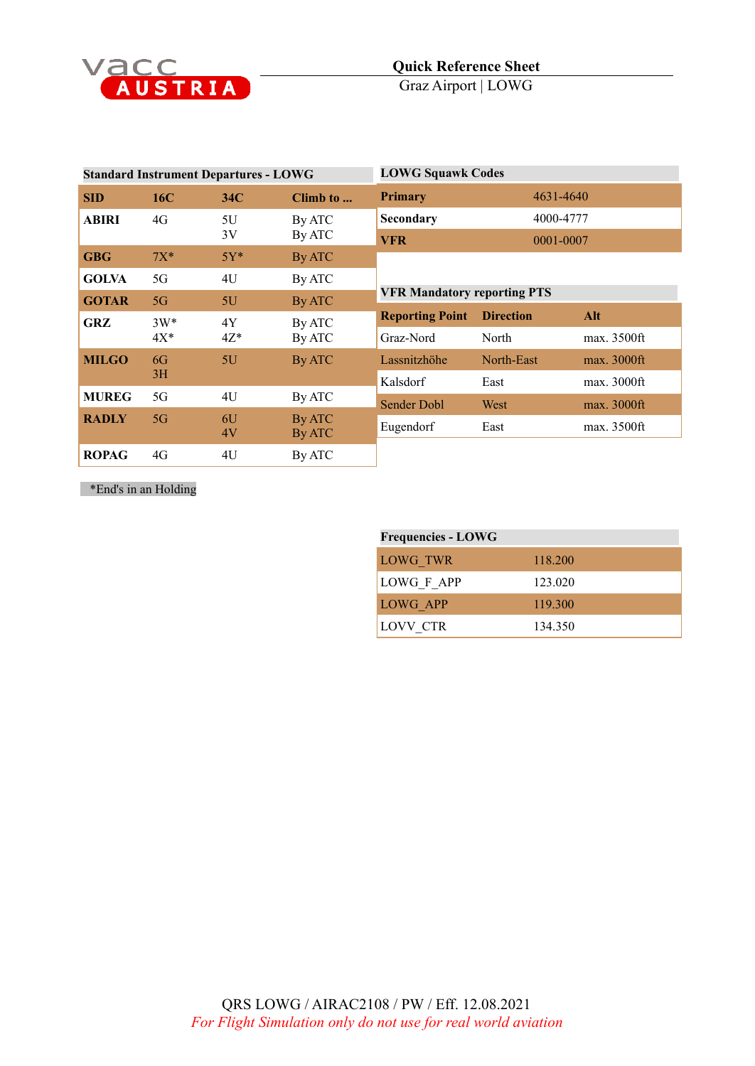# vACC AUSTRIA

**Quick Reference Sheet**

Graz Airport | LOWG

**Standard Instrument Departures - LOWG**

| SID | 16C | 34C | Climb to ... |
|---|---|---|---|
| ABIRI | 4G | 5U<br>3V | By ATC<br>By ATC |
| GBG | 7X* | 5Y* | By ATC |
| GOLVA | 5G | 4U | By ATC |
| GOTAR | 5G | 5U | By ATC |
| GRZ | 3W*<br>4X* | 4Y<br>4Z* | By ATC<br>By ATC |
| MILGO | 6G<br>3H | 5U | By ATC |
| MUREG | 5G | 4U | By ATC |
| RADLY | 5G | 6U<br>4V | By ATC<br>By ATC |
| ROPAG | 4G | 4U | By ATC |

*End's in an Holding

**LOWG Squawk Codes**

| | |
|---|---|
| Primary | 4631-4640 |
| Secondary | 4000-4777 |
| VFR | 0001-0007 |

**VFR Mandatory reporting PTS**

| Reporting Point | Direction | Alt |
|---|---|---|
| Graz-Nord | North | max. 3500ft |
| Lassnitzhöhe | North-East | max. 3000ft |
| Kalsdorf | East | max. 3000ft |
| Sender Dobl | West | max. 3000ft |
| Eugendorf | East | max. 3500ft |

**Frequencies - LOWG**

| | |
|---|---|
| LOWG_TWR | 118.200 |
| LOWG_F_APP | 123.020 |
| LOWG_APP | 119.300 |
| LOVV_CTR | 134.350 |

QRS LOWG / AIRAC2108 / PW / Eff. 12.08.2021

*For Flight Simulation only do not use for real world aviation*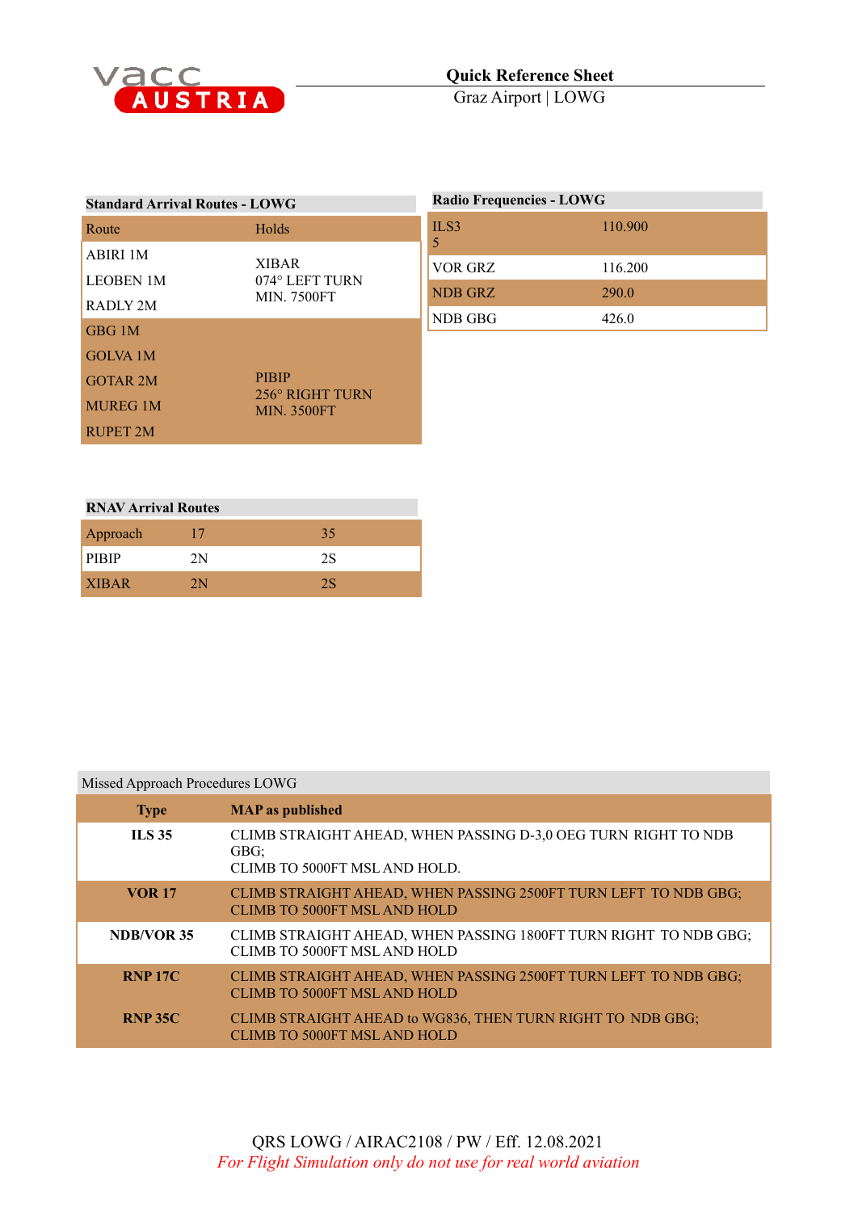Quick Reference Sheet
Graz Airport | LOWG

**Standard Arrival Routes - LOWG**

| Route | Holds |
|---|---|
| ABIRI 1M | XIBAR 074° LEFT TURN MIN. 7500FT |
| LEOBEN 1M | |
| RADLY 2M | |
| GBG 1M | PIBIP 256° RIGHT TURN MIN. 3500FT |
| GOLVA 1M | |
| GOTAR 2M | |
| MUREG 1M | |
| RUPET 2M | |

**Radio Frequencies - LOWG**

| | |
|---|---|
| ILS35 | 110.900 |
| VOR GRZ | 116.200 |
| NDB GRZ | 290.0 |
| NDB GBG | 426.0 |

**RNAV Arrival Routes**

| Approach | 17 | 35 |
|---|---|---|
| PIBIP | 2N | 2S |
| XIBAR | 2N | 2S |

Missed Approach Procedures LOWG

| Type | MAP as published |
|---|---|
| **ILS 35** | CLIMB STRAIGHT AHEAD, WHEN PASSING D-3,0 OEG TURN RIGHT TO NDB GBG; CLIMB TO 5000FT MSL AND HOLD. |
| **VOR 17** | CLIMB STRAIGHT AHEAD, WHEN PASSING 2500FT TURN LEFT TO NDB GBG; CLIMB TO 5000FT MSL AND HOLD |
| **NDB/VOR 35** | CLIMB STRAIGHT AHEAD, WHEN PASSING 1800FT TURN RIGHT TO NDB GBG; CLIMB TO 5000FT MSL AND HOLD |
| **RNP 17C** | CLIMB STRAIGHT AHEAD, WHEN PASSING 2500FT TURN LEFT TO NDB GBG; CLIMB TO 5000FT MSL AND HOLD |
| **RNP 35C** | CLIMB STRAIGHT AHEAD to WG836, THEN TURN RIGHT TO NDB GBG; CLIMB TO 5000FT MSL AND HOLD |

QRS LOWG / AIRAC2108 / PW / Eff. 12.08.2021
*For Flight Simulation only do not use for real world aviation*